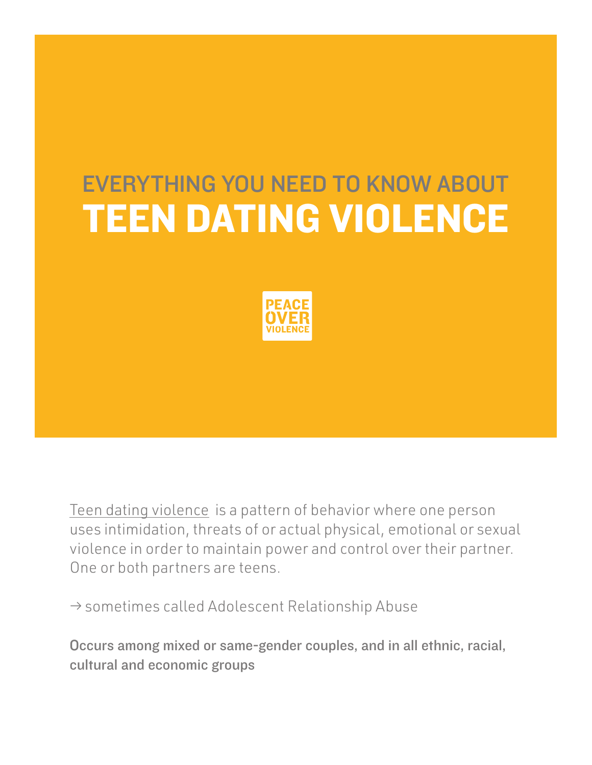# EVERYTHING YOU NEED TO KNOW ABOUT
# TEEN DATING VIOLENCE

PEACE OVER VIOLENCE

Teen dating violence is a pattern of behavior where one person uses intimidation, threats of or actual physical, emotional or sexual violence in order to maintain power and control over their partner. One or both partners are teens.

→ sometimes called Adolescent Relationship Abuse

Occurs among mixed or same-gender couples, and in all ethnic, racial, cultural and economic groups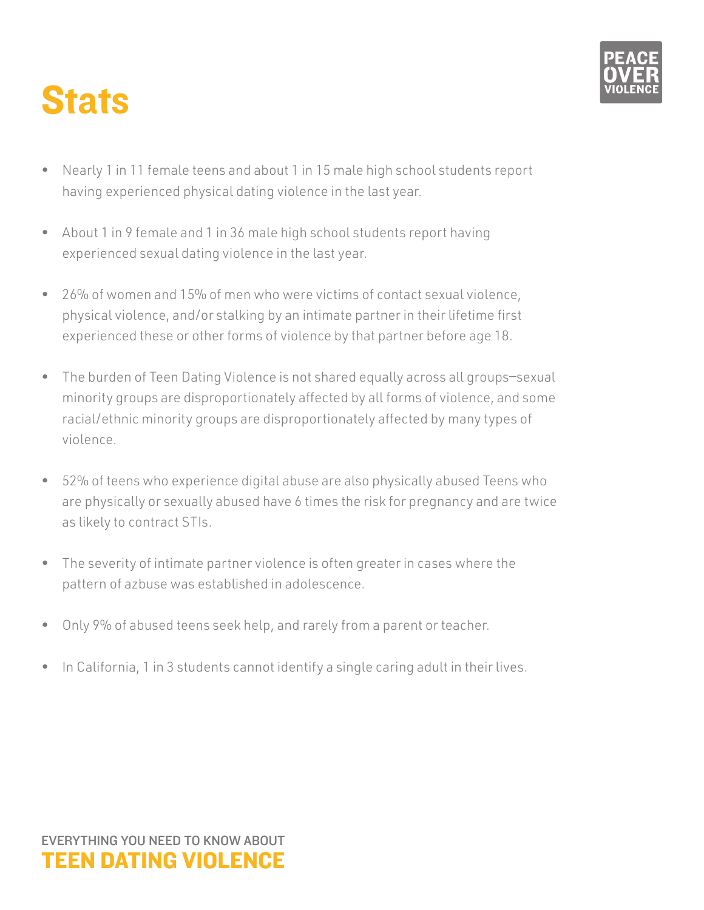# Stats

- Nearly 1 in 11 female teens and about 1 in 15 male high school students report having experienced physical dating violence in the last year.
- About 1 in 9 female and 1 in 36 male high school students report having experienced sexual dating violence in the last year.
- 26% of women and 15% of men who were victims of contact sexual violence, physical violence, and/or stalking by an intimate partner in their lifetime first experienced these or other forms of violence by that partner before age 18.
- The burden of Teen Dating Violence is not shared equally across all groups—sexual minority groups are disproportionately affected by all forms of violence, and some racial/ethnic minority groups are disproportionately affected by many types of violence.
- 52% of teens who experience digital abuse are also physically abused Teens who are physically or sexually abused have 6 times the risk for pregnancy and are twice as likely to contract STIs.
- The severity of intimate partner violence is often greater in cases where the pattern of azbuse was established in adolescence.
- Only 9% of abused teens seek help, and rarely from a parent or teacher.
- In California, 1 in 3 students cannot identify a single caring adult in their lives.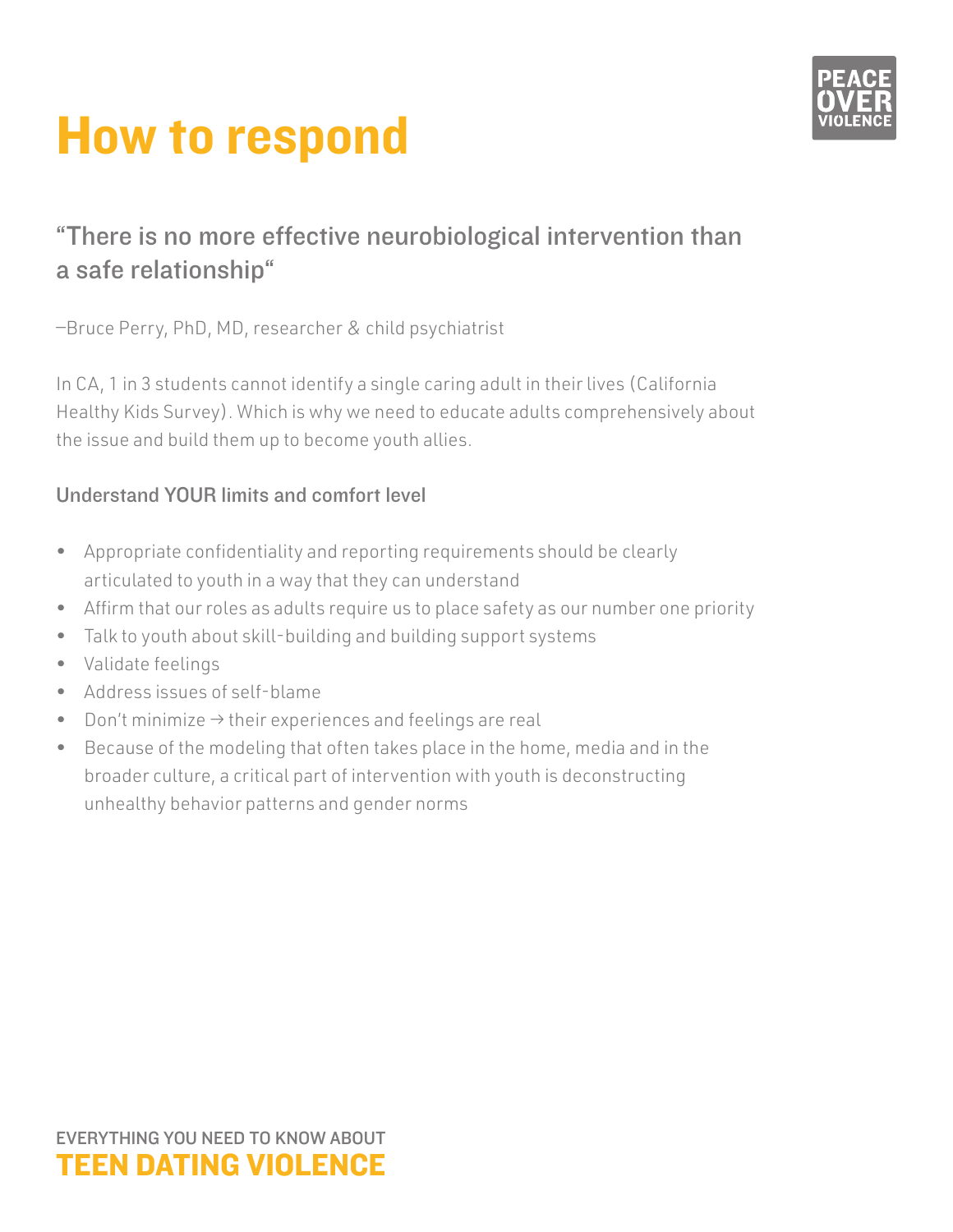# How to respond

## "There is no more effective neurobiological intervention than a safe relationship"

–Bruce Perry, PhD, MD, researcher & child psychiatrist

In CA, 1 in 3 students cannot identify a single caring adult in their lives (California Healthy Kids Survey). Which is why we need to educate adults comprehensively about the issue and build them up to become youth allies.

### Understand YOUR limits and comfort level

- Appropriate confidentiality and reporting requirements should be clearly articulated to youth in a way that they can understand
- Affirm that our roles as adults require us to place safety as our number one priority
- Talk to youth about skill-building and building support systems
- Validate feelings
- Address issues of self-blame
- Don't minimize → their experiences and feelings are real
- Because of the modeling that often takes place in the home, media and in the broader culture, a critical part of intervention with youth is deconstructing unhealthy behavior patterns and gender norms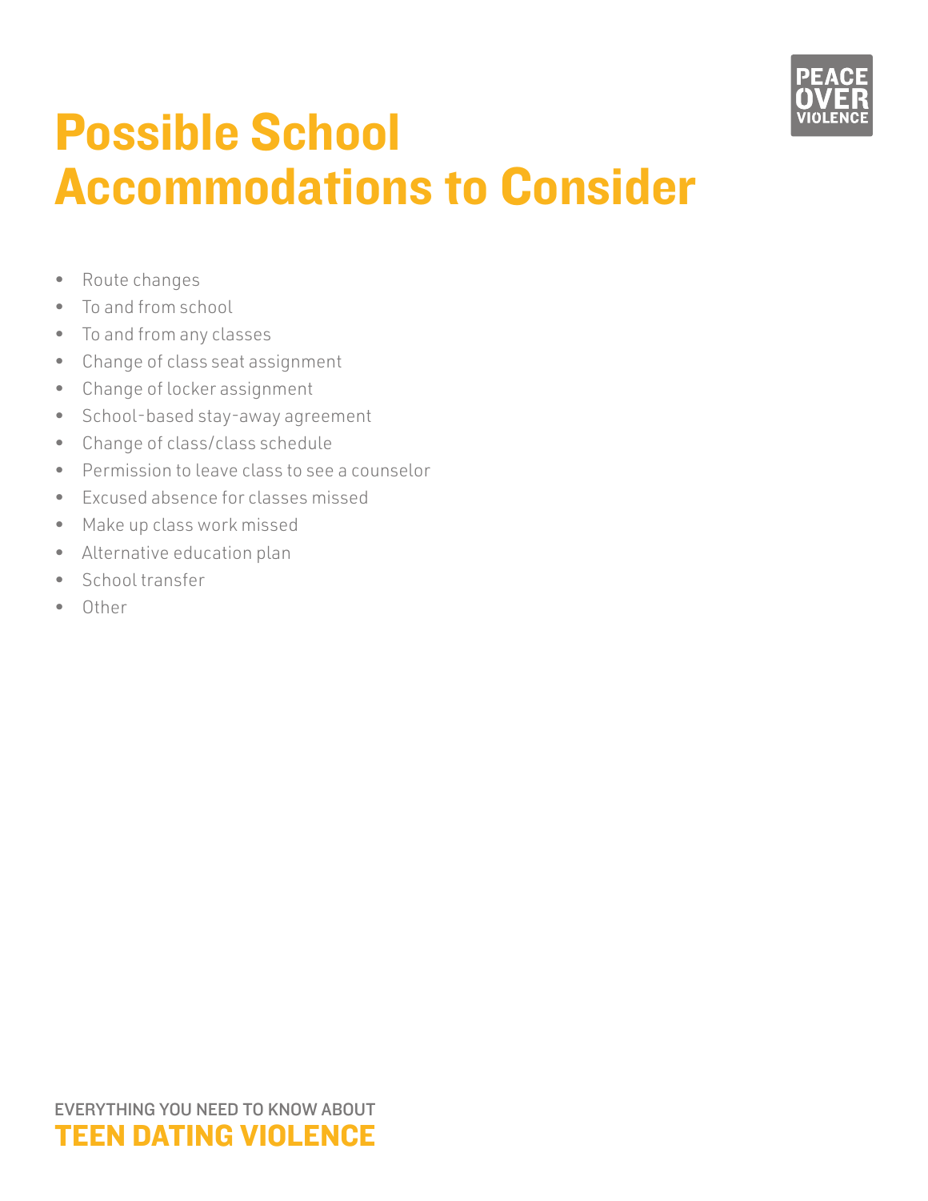# Possible School Accommodations to Consider

- Route changes
- To and from school
- To and from any classes
- Change of class seat assignment
- Change of locker assignment
- School-based stay-away agreement
- Change of class/class schedule
- Permission to leave class to see a counselor
- Excused absence for classes missed
- Make up class work missed
- Alternative education plan
- School transfer
- Other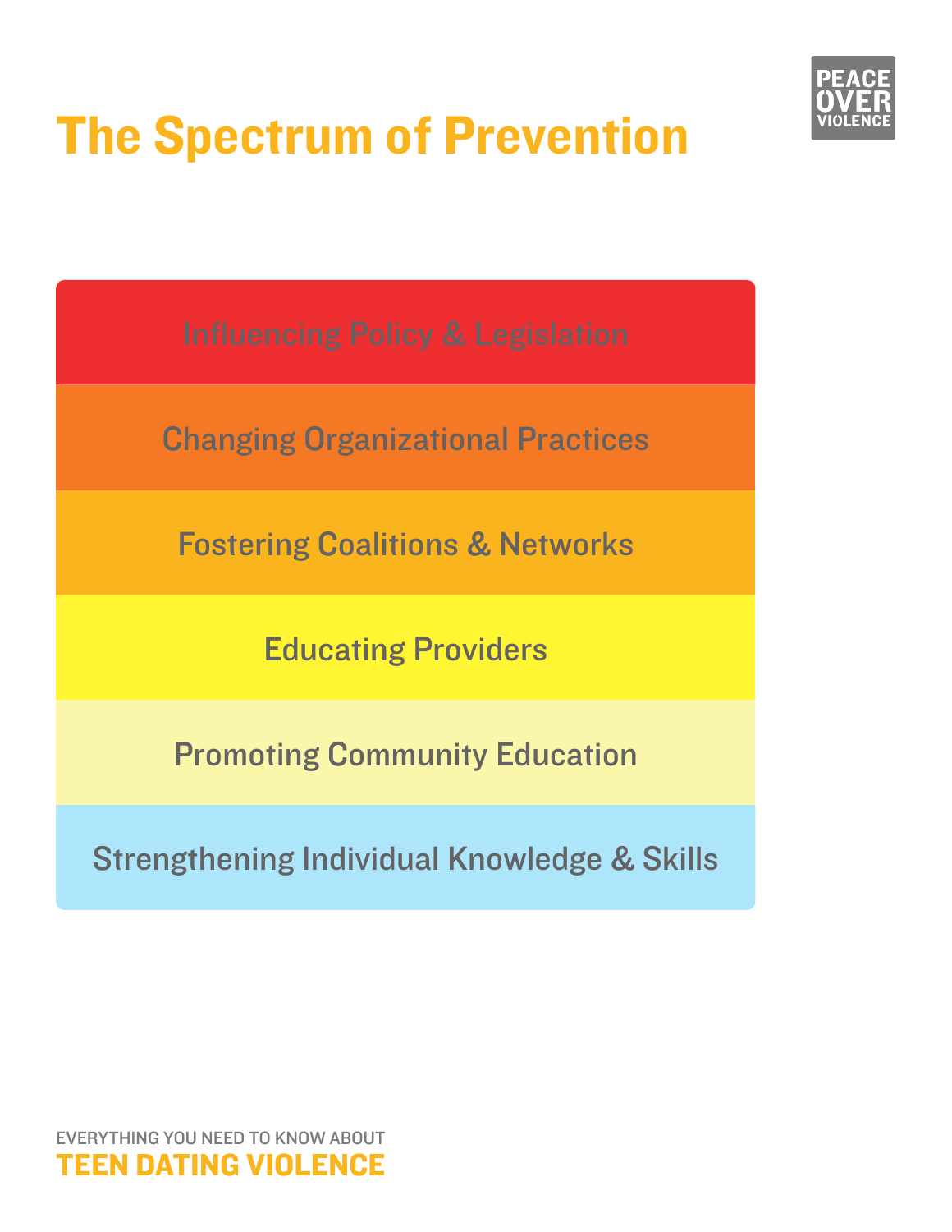# The Spectrum of Prevention

PEACE OVER VIOLENCE

- Influencing Policy & Legislation
- Changing Organizational Practices
- Fostering Coalitions & Networks
- Educating Providers
- Promoting Community Education
- Strengthening Individual Knowledge & Skills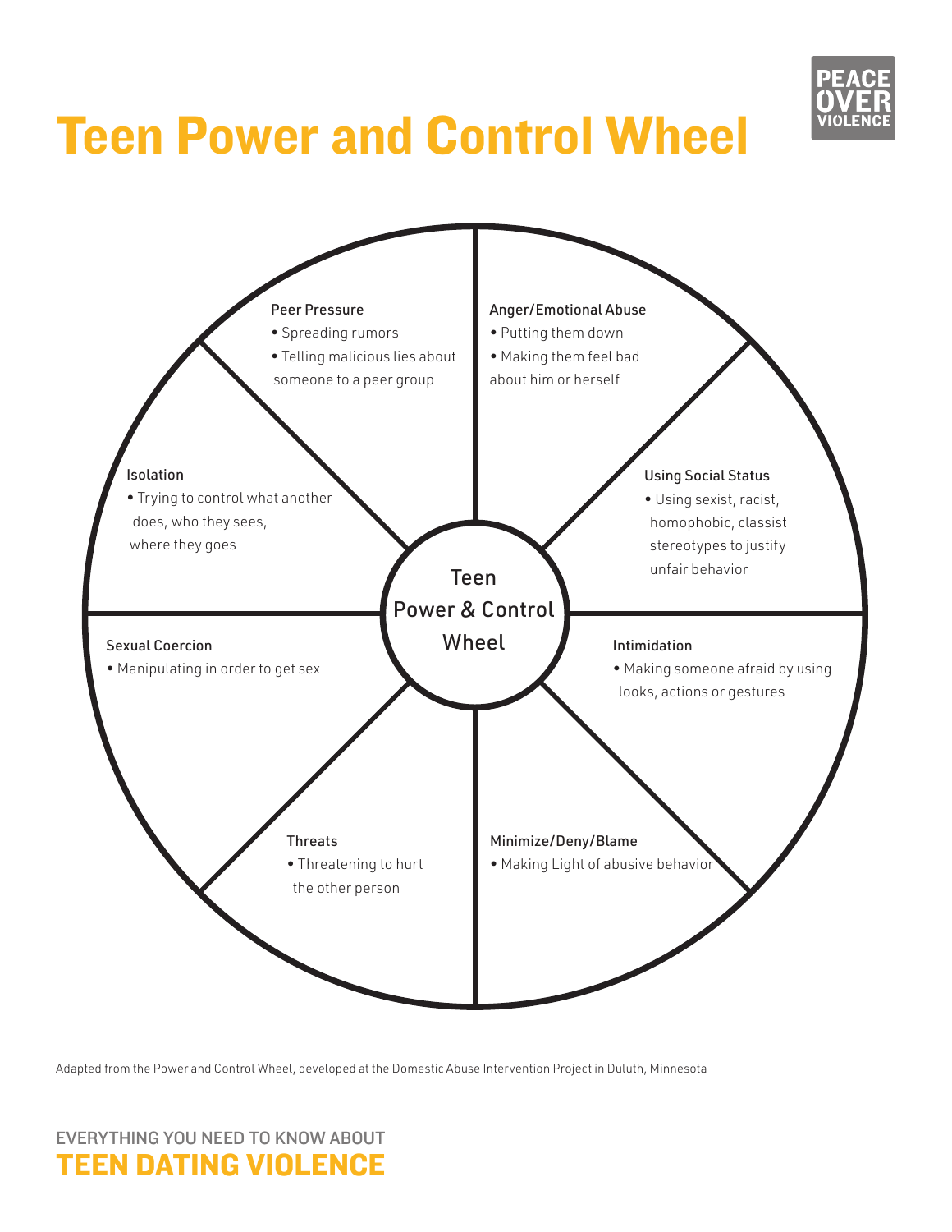# Teen Power and Control Wheel

PEACE OVER VIOLENCE

**Teen Power & Control Wheel**

**Peer Pressure**
- Spreading rumors
- Telling malicious lies about someone to a peer group

**Anger/Emotional Abuse**
- Putting them down
- Making them feel bad about him or herself

**Using Social Status**
- Using sexist, racist, homophobic, classist stereotypes to justify unfair behavior

**Intimidation**
- Making someone afraid by using looks, actions or gestures

**Minimize/Deny/Blame**
- Making Light of abusive behavior

**Threats**
- Threatening to hurt the other person

**Sexual Coercion**
- Manipulating in order to get sex

**Isolation**
- Trying to control what another does, who they sees, where they goes

Adapted from the Power and Control Wheel, developed at the Domestic Abuse Intervention Project in Duluth, Minnesota

EVERYTHING YOU NEED TO KNOW ABOUT
**TEEN DATING VIOLENCE**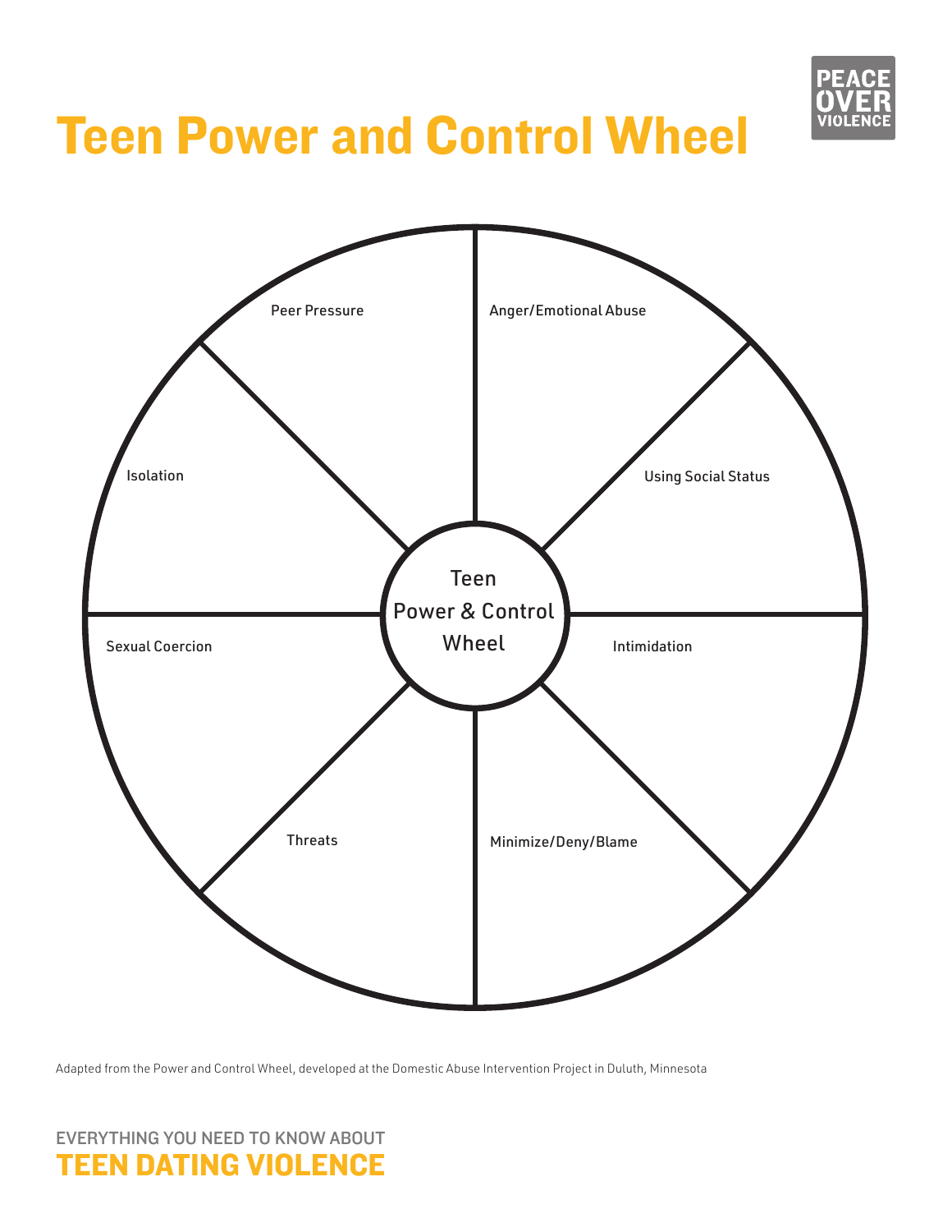# Teen Power and Control Wheel

PEACE OVER VIOLENCE

- Peer Pressure
- Anger/Emotional Abuse
- Using Social Status
- Intimidation
- Minimize/Deny/Blame
- Threats
- Sexual Coercion
- Isolation

Teen Power & Control Wheel

Adapted from the Power and Control Wheel, developed at the Domestic Abuse Intervention Project in Duluth, Minnesota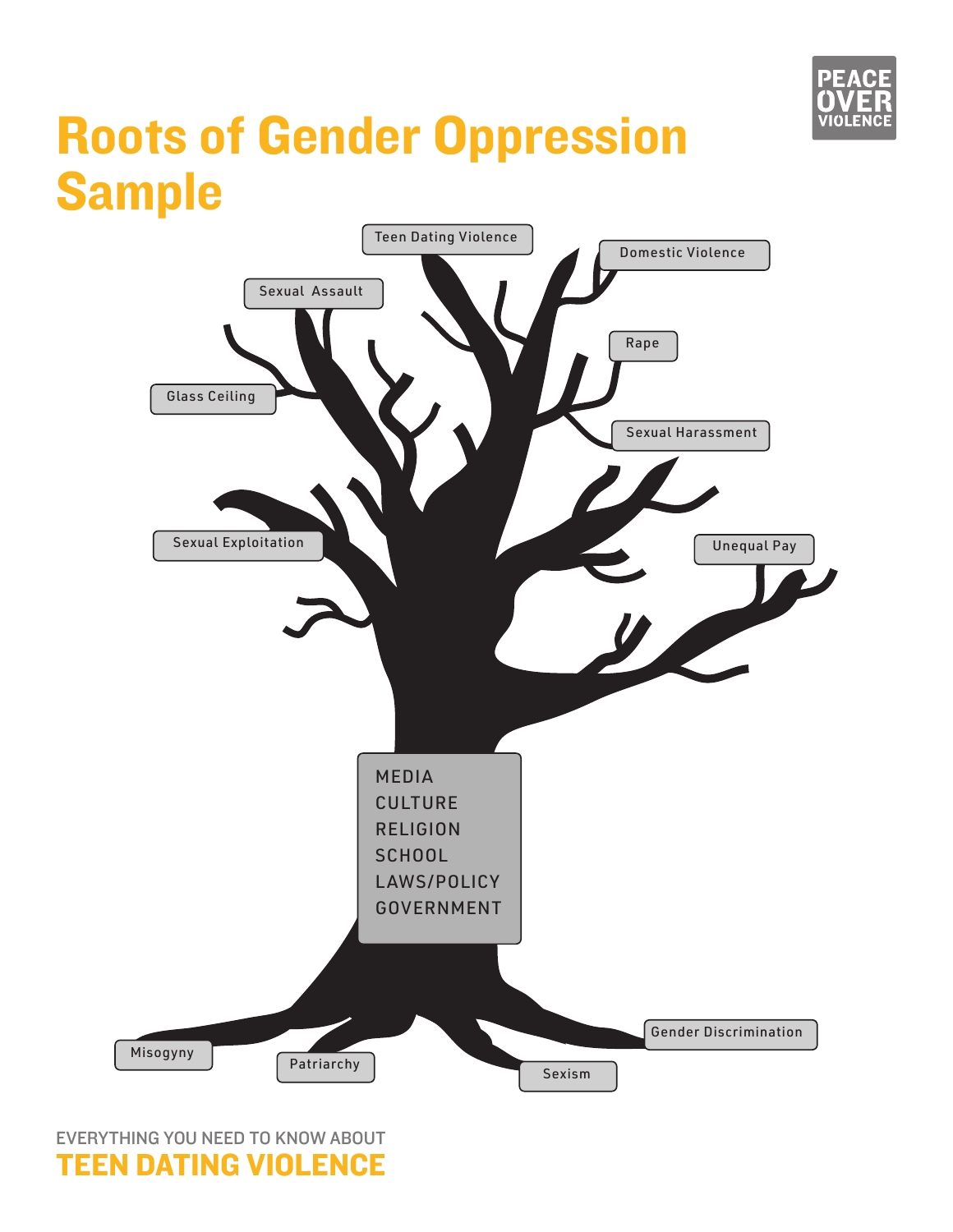# Roots of Gender Oppression Sample

Teen Dating Violence

Domestic Violence

Sexual Assault

Rape

Glass Ceiling

Sexual Harassment

Sexual Exploitation

Unequal Pay

MEDIA
CULTURE
RELIGION
SCHOOL
LAWS/POLICY
GOVERNMENT

Misogyny

Patriarchy

Sexism

Gender Discrimination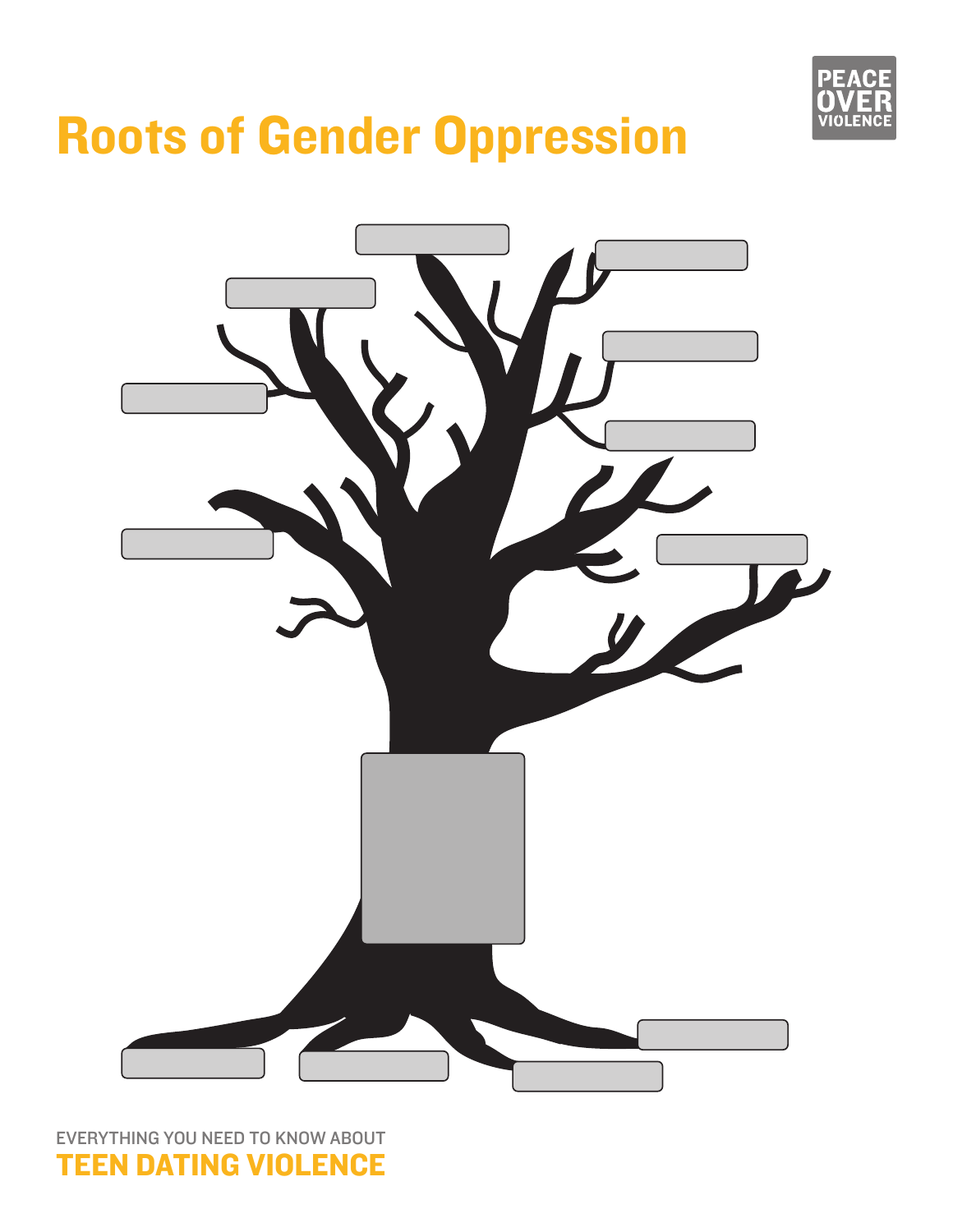# Roots of Gender Oppression

PEACE OVER VIOLENCE

EVERYTHING YOU NEED TO KNOW ABOUT
**TEEN DATING VIOLENCE**